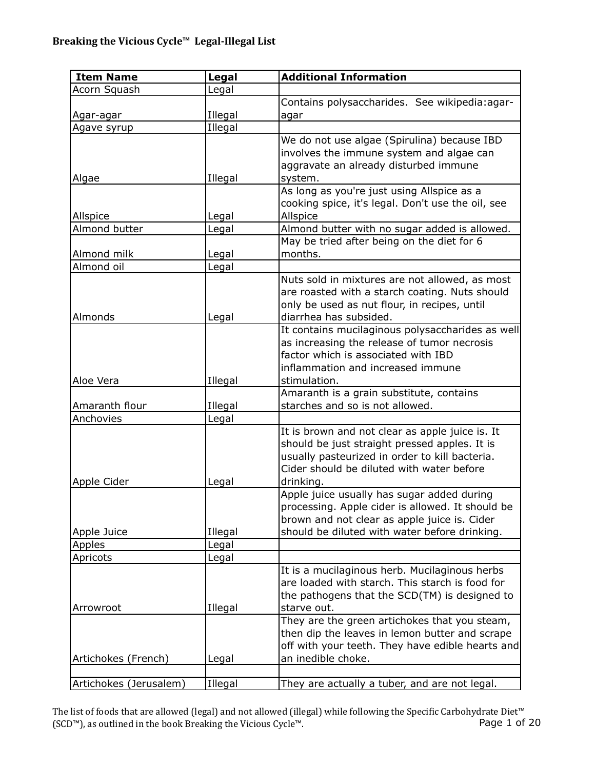**Breaking the Vicious Cycle™ Legal-Illegal List**

| Item Name | Legal | Additional Information |
|---|---|---|
| Acorn Squash | Legal | |
| Agar-agar | Illegal | Contains polysaccharides. See wikipedia:agar-agar |
| Agave syrup | Illegal | |
| Algae | Illegal | We do not use algae (Spirulina) because IBD involves the immune system and algae can aggravate an already disturbed immune system. |
| Allspice | Legal | As long as you're just using Allspice as a cooking spice, it's legal. Don't use the oil, see Allspice |
| Almond butter | Legal | Almond butter with no sugar added is allowed. |
| Almond milk | Legal | May be tried after being on the diet for 6 months. |
| Almond oil | Legal | |
| Almonds | Legal | Nuts sold in mixtures are not allowed, as most are roasted with a starch coating. Nuts should only be used as nut flour, in recipes, until diarrhea has subsided. |
| Aloe Vera | Illegal | It contains mucilaginous polysaccharides as well as increasing the release of tumor necrosis factor which is associated with IBD inflammation and increased immune stimulation. |
| Amaranth flour | Illegal | Amaranth is a grain substitute, contains starches and so is not allowed. |
| Anchovies | Legal | |
| Apple Cider | Legal | It is brown and not clear as apple juice is. It should be just straight pressed apples. It is usually pasteurized in order to kill bacteria. Cider should be diluted with water before drinking. |
| Apple Juice | Illegal | Apple juice usually has sugar added during processing. Apple cider is allowed. It should be brown and not clear as apple juice is. Cider should be diluted with water before drinking. |
| Apples | Legal | |
| Apricots | Legal | |
| Arrowroot | Illegal | It is a mucilaginous herb. Mucilaginous herbs are loaded with starch. This starch is food for the pathogens that the SCD(TM) is designed to starve out. |
| Artichokes (French) | Legal | They are the green artichokes that you steam, then dip the leaves in lemon butter and scrape off with your teeth. They have edible hearts and an inedible choke. |
| | | |
| Artichokes (Jerusalem) | Illegal | They are actually a tuber, and are not legal. |

The list of foods that are allowed (legal) and not allowed (illegal) while following the Specific Carbohydrate Diet™ (SCD™), as outlined in the book Breaking the Vicious Cycle™.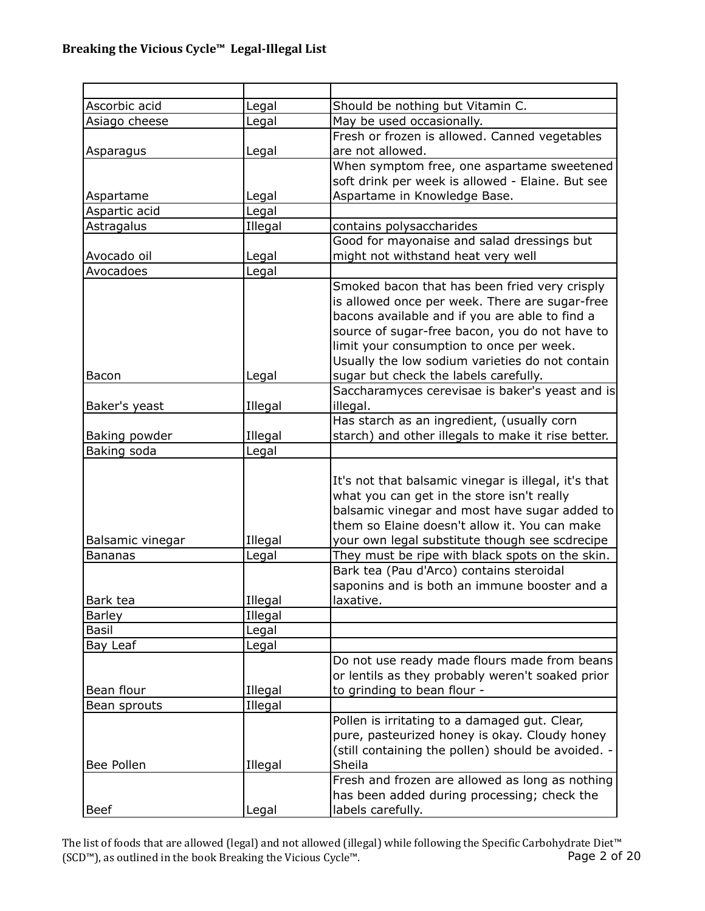|  |  |  |
|---|---|---|
| Ascorbic acid | Legal | Should be nothing but Vitamin C. |
| Asiago cheese | Legal | May be used occasionally. |
| Asparagus | Legal | Fresh or frozen is allowed. Canned vegetables are not allowed. |
| Aspartame | Legal | When symptom free, one aspartame sweetened soft drink per week is allowed - Elaine. But see Aspartame in Knowledge Base. |
| Aspartic acid | Legal |  |
| Astragalus | Illegal | contains polysaccharides |
| Avocado oil | Legal | Good for mayonaise and salad dressings but might not withstand heat very well |
| Avocadoes | Legal |  |
| Bacon | Legal | Smoked bacon that has been fried very crisply is allowed once per week. There are sugar-free bacons available and if you are able to find a source of sugar-free bacon, you do not have to limit your consumption to once per week. Usually the low sodium varieties do not contain sugar but check the labels carefully. |
| Baker's yeast | Illegal | Saccharamyces cerevisae is baker's yeast and is illegal. |
| Baking powder | Illegal | Has starch as an ingredient, (usually corn starch) and other illegals to make it rise better. |
| Baking soda | Legal |  |
| Balsamic vinegar | Illegal | It's not that balsamic vinegar is illegal, it's that what you can get in the store isn't really balsamic vinegar and most have sugar added to them so Elaine doesn't allow it. You can make your own legal substitute though see scdrecipe |
| Bananas | Legal | They must be ripe with black spots on the skin. |
| Bark tea | Illegal | Bark tea (Pau d'Arco) contains steroidal saponins and is both an immune booster and a laxative. |
| Barley | Illegal |  |
| Basil | Legal |  |
| Bay Leaf | Legal |  |
| Bean flour | Illegal | Do not use ready made flours made from beans or lentils as they probably weren't soaked prior to grinding to bean flour - |
| Bean sprouts | Illegal |  |
| Bee Pollen | Illegal | Pollen is irritating to a damaged gut. Clear, pure, pasteurized honey is okay. Cloudy honey (still containing the pollen) should be avoided. - Sheila |
| Beef | Legal | Fresh and frozen are allowed as long as nothing has been added during processing; check the labels carefully. |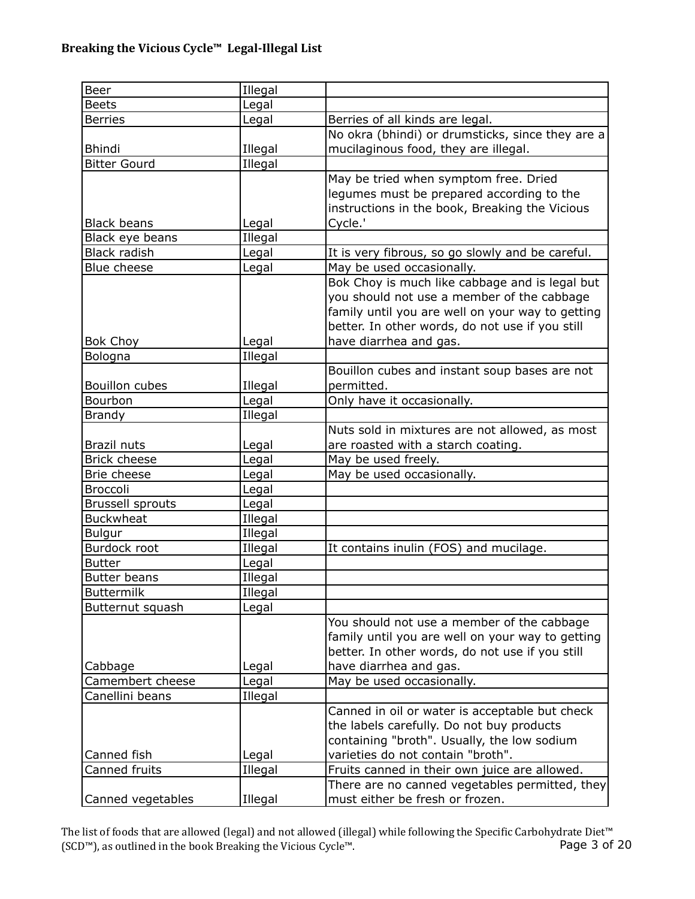| Beer | Illegal | |
|---|---|---|
| Beets | Legal | |
| Berries | Legal | Berries of all kinds are legal. |
| Bhindi | Illegal | No okra (bhindi) or drumsticks, since they are a mucilaginous food, they are illegal. |
| Bitter Gourd | Illegal | |
| Black beans | Legal | May be tried when symptom free. Dried legumes must be prepared according to the instructions in the book, Breaking the Vicious Cycle.' |
| Black eye beans | Illegal | |
| Black radish | Legal | It is very fibrous, so go slowly and be careful. |
| Blue cheese | Legal | May be used occasionally. |
| Bok Choy | Legal | Bok Choy is much like cabbage and is legal but you should not use a member of the cabbage family until you are well on your way to getting better. In other words, do not use if you still have diarrhea and gas. |
| Bologna | Illegal | |
| Bouillon cubes | Illegal | Bouillon cubes and instant soup bases are not permitted. |
| Bourbon | Legal | Only have it occasionally. |
| Brandy | Illegal | |
| Brazil nuts | Legal | Nuts sold in mixtures are not allowed, as most are roasted with a starch coating. |
| Brick cheese | Legal | May be used freely. |
| Brie cheese | Legal | May be used occasionally. |
| Broccoli | Legal | |
| Brussell sprouts | Legal | |
| Buckwheat | Illegal | |
| Bulgur | Illegal | |
| Burdock root | Illegal | It contains inulin (FOS) and mucilage. |
| Butter | Legal | |
| Butter beans | Illegal | |
| Buttermilk | Illegal | |
| Butternut squash | Legal | |
| Cabbage | Legal | You should not use a member of the cabbage family until you are well on your way to getting better. In other words, do not use if you still have diarrhea and gas. |
| Camembert cheese | Legal | May be used occasionally. |
| Canellini beans | Illegal | |
| Canned fish | Legal | Canned in oil or water is acceptable but check the labels carefully. Do not buy products containing "broth". Usually, the low sodium varieties do not contain "broth". |
| Canned fruits | Illegal | Fruits canned in their own juice are allowed. |
| Canned vegetables | Illegal | There are no canned vegetables permitted, they must either be fresh or frozen. |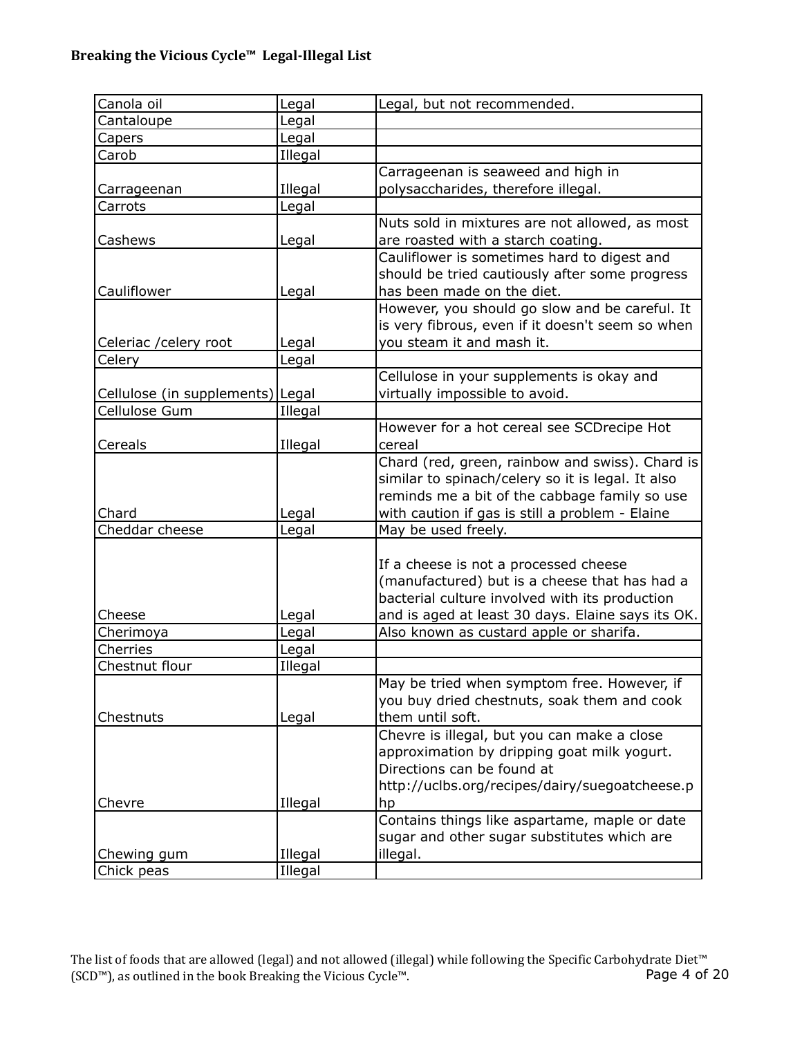**Breaking the Vicious Cycle™ Legal-Illegal List**

| | | |
|---|---|---|
| Canola oil | Legal | Legal, but not recommended. |
| Cantaloupe | Legal | |
| Capers | Legal | |
| Carob | Illegal | |
| Carrageenan | Illegal | Carrageenan is seaweed and high in polysaccharides, therefore illegal. |
| Carrots | Legal | |
| Cashews | Legal | Nuts sold in mixtures are not allowed, as most are roasted with a starch coating. |
| Cauliflower | Legal | Cauliflower is sometimes hard to digest and should be tried cautiously after some progress has been made on the diet. |
| Celeriac /celery root | Legal | However, you should go slow and be careful. It is very fibrous, even if it doesn't seem so when you steam it and mash it. |
| Celery | Legal | |
| Cellulose (in supplements) | Legal | Cellulose in your supplements is okay and virtually impossible to avoid. |
| Cellulose Gum | Illegal | |
| Cereals | Illegal | However for a hot cereal see SCDrecipe Hot cereal |
| Chard | Legal | Chard (red, green, rainbow and swiss). Chard is similar to spinach/celery so it is legal. It also reminds me a bit of the cabbage family so use with caution if gas is still a problem - Elaine |
| Cheddar cheese | Legal | May be used freely. |
| Cheese | Legal | If a cheese is not a processed cheese (manufactured) but is a cheese that has had a bacterial culture involved with its production and is aged at least 30 days. Elaine says its OK. |
| Cherimoya | Legal | Also known as custard apple or sharifa. |
| Cherries | Legal | |
| Chestnut flour | Illegal | |
| Chestnuts | Legal | May be tried when symptom free. However, if you buy dried chestnuts, soak them and cook them until soft. |
| Chevre | Illegal | Chevre is illegal, but you can make a close approximation by dripping goat milk yogurt. Directions can be found at http://uclbs.org/recipes/dairy/suegoatcheese.php |
| Chewing gum | Illegal | Contains things like aspartame, maple or date sugar and other sugar substitutes which are illegal. |
| Chick peas | Illegal | |

The list of foods that are allowed (legal) and not allowed (illegal) while following the Specific Carbohydrate Diet™ (SCD™), as outlined in the book Breaking the Vicious Cycle™.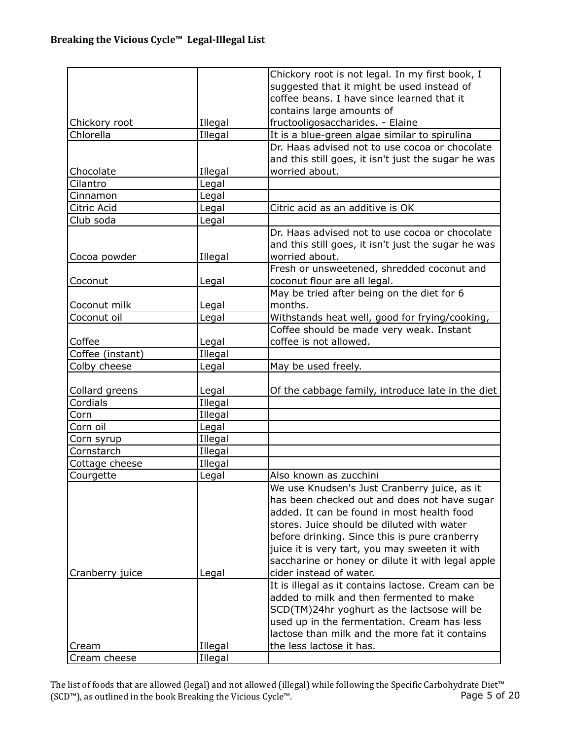| | | |
|---|---|---|
| Chickory root | Illegal | Chickory root is not legal. In my first book, I suggested that it might be used instead of coffee beans. I have since learned that it contains large amounts of fructooligosaccharides. - Elaine |
| Chlorella | Illegal | It is a blue-green algae similar to spirulina |
| Chocolate | Illegal | Dr. Haas advised not to use cocoa or chocolate and this still goes, it isn't just the sugar he was worried about. |
| Cilantro | Legal | |
| Cinnamon | Legal | |
| Citric Acid | Legal | Citric acid as an additive is OK |
| Club soda | Legal | |
| Cocoa powder | Illegal | Dr. Haas advised not to use cocoa or chocolate and this still goes, it isn't just the sugar he was worried about. |
| Coconut | Legal | Fresh or unsweetened, shredded coconut and coconut flour are all legal. |
| Coconut milk | Legal | May be tried after being on the diet for 6 months. |
| Coconut oil | Legal | Withstands heat well, good for frying/cooking, |
| Coffee | Legal | Coffee should be made very weak. Instant coffee is not allowed. |
| Coffee (instant) | Illegal | |
| Colby cheese | Legal | May be used freely. |
| Collard greens | Legal | Of the cabbage family, introduce late in the diet |
| Cordials | Illegal | |
| Corn | Illegal | |
| Corn oil | Legal | |
| Corn syrup | Illegal | |
| Cornstarch | Illegal | |
| Cottage cheese | Illegal | |
| Courgette | Legal | Also known as zucchini |
| Cranberry juice | Legal | We use Knudsen's Just Cranberry juice, as it has been checked out and does not have sugar added. It can be found in most health food stores. Juice should be diluted with water before drinking. Since this is pure cranberry juice it is very tart, you may sweeten it with saccharine or honey or dilute it with legal apple cider instead of water. |
| Cream | Illegal | It is illegal as it contains lactose. Cream can be added to milk and then fermented to make SCD(TM)24hr yoghurt as the lactsose will be used up in the fermentation. Cream has less lactose than milk and the more fat it contains the less lactose it has. |
| Cream cheese | Illegal | |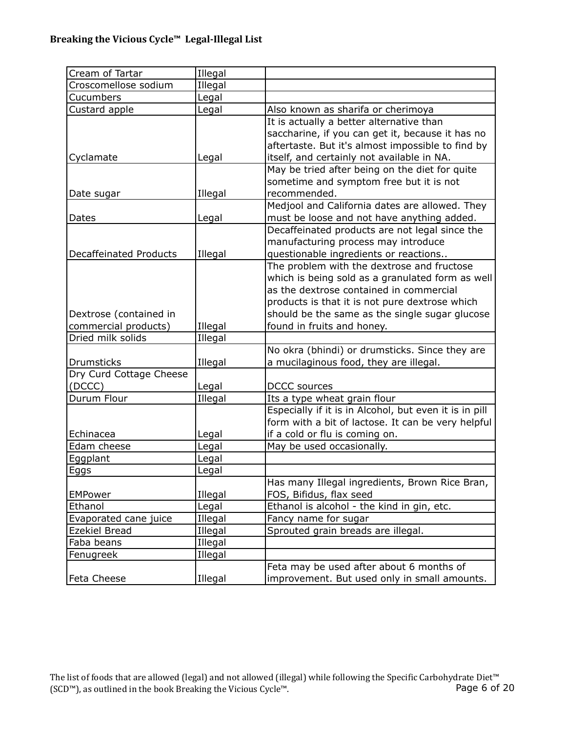| Cream of Tartar | Illegal | |
|---|---|---|
| Croscomellose sodium | Illegal | |
| Cucumbers | Legal | |
| Custard apple | Legal | Also known as sharifa or cherimoya |
| Cyclamate | Legal | It is actually a better alternative than saccharine, if you can get it, because it has no aftertaste. But it's almost impossible to find by itself, and certainly not available in NA. |
| Date sugar | Illegal | May be tried after being on the diet for quite sometime and symptom free but it is not recommended. |
| Dates | Legal | Medjool and California dates are allowed. They must be loose and not have anything added. |
| Decaffeinated Products | Illegal | Decaffeinated products are not legal since the manufacturing process may introduce questionable ingredients or reactions.. |
| Dextrose (contained in commercial products) | Illegal | The problem with the dextrose and fructose which is being sold as a granulated form as well as the dextrose contained in commercial products is that it is not pure dextrose which should be the same as the single sugar glucose found in fruits and honey. |
| Dried milk solids | Illegal | |
| Drumsticks | Illegal | No okra (bhindi) or drumsticks. Since they are a mucilaginous food, they are illegal. |
| Dry Curd Cottage Cheese (DCCC) | Legal | DCCC sources |
| Durum Flour | Illegal | Its a type wheat grain flour |
| Echinacea | Legal | Especially if it is in Alcohol, but even it is in pill form with a bit of lactose. It can be very helpful if a cold or flu is coming on. |
| Edam cheese | Legal | May be used occasionally. |
| Eggplant | Legal | |
| Eggs | Legal | |
| EMPower | Illegal | Has many Illegal ingredients, Brown Rice Bran, FOS, Bifidus, flax seed |
| Ethanol | Legal | Ethanol is alcohol - the kind in gin, etc. |
| Evaporated cane juice | Illegal | Fancy name for sugar |
| Ezekiel Bread | Illegal | Sprouted grain breads are illegal. |
| Faba beans | Illegal | |
| Fenugreek | Illegal | |
| Feta Cheese | Illegal | Feta may be used after about 6 months of improvement. But used only in small amounts. |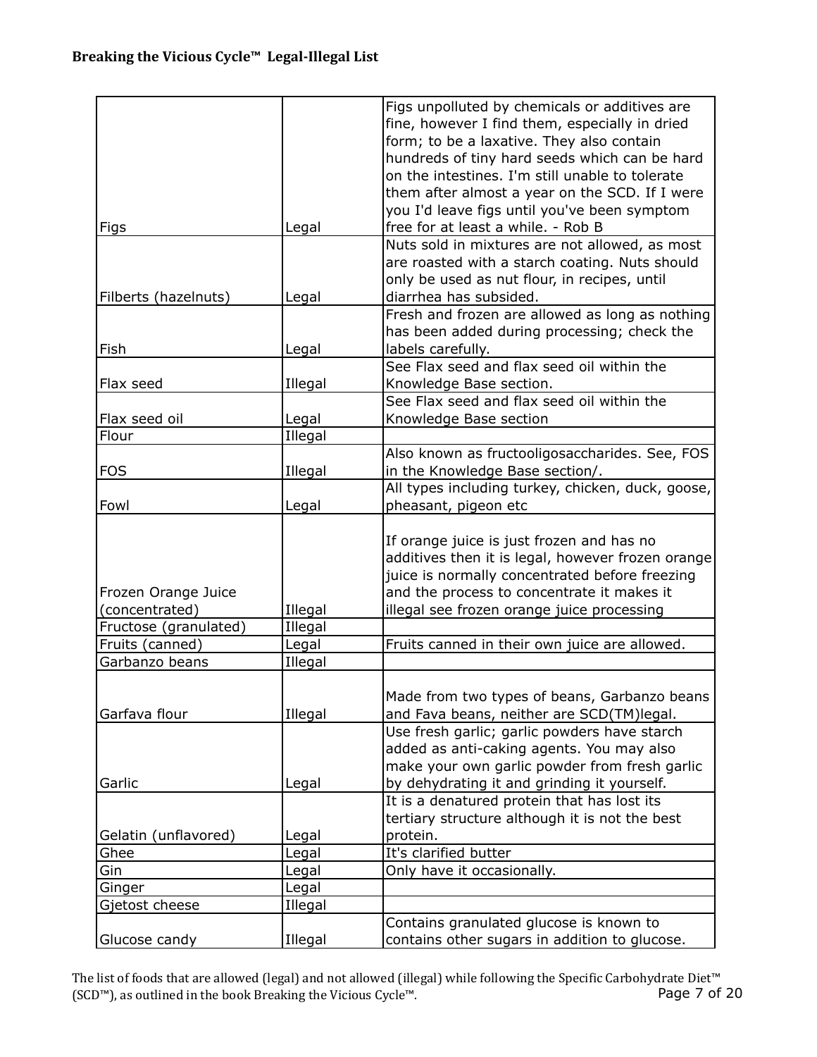| Figs | Legal | Figs unpolluted by chemicals or additives are fine, however I find them, especially in dried form; to be a laxative. They also contain hundreds of tiny hard seeds which can be hard on the intestines. I'm still unable to tolerate them after almost a year on the SCD. If I were you I'd leave figs until you've been symptom free for at least a while. - Rob B |
|---|---|---|
| Filberts (hazelnuts) | Legal | Nuts sold in mixtures are not allowed, as most are roasted with a starch coating. Nuts should only be used as nut flour, in recipes, until diarrhea has subsided. |
| Fish | Legal | Fresh and frozen are allowed as long as nothing has been added during processing; check the labels carefully. |
| Flax seed | Illegal | See Flax seed and flax seed oil within the Knowledge Base section. |
| Flax seed oil | Legal | See Flax seed and flax seed oil within the Knowledge Base section |
| Flour | Illegal | |
| FOS | Illegal | Also known as fructooligosaccharides. See, FOS in the Knowledge Base section/. |
| Fowl | Legal | All types including turkey, chicken, duck, goose, pheasant, pigeon etc |
| Frozen Orange Juice (concentrated) | Illegal | If orange juice is just frozen and has no additives then it is legal, however frozen orange juice is normally concentrated before freezing and the process to concentrate it makes it illegal see frozen orange juice processing |
| Fructose (granulated) | Illegal | |
| Fruits (canned) | Legal | Fruits canned in their own juice are allowed. |
| Garbanzo beans | Illegal | |
| Garfava flour | Illegal | Made from two types of beans, Garbanzo beans and Fava beans, neither are SCD(TM)legal. |
| Garlic | Legal | Use fresh garlic; garlic powders have starch added as anti-caking agents. You may also make your own garlic powder from fresh garlic by dehydrating it and grinding it yourself. |
| Gelatin (unflavored) | Legal | It is a denatured protein that has lost its tertiary structure although it is not the best protein. |
| Ghee | Legal | It's clarified butter |
| Gin | Legal | Only have it occasionally. |
| Ginger | Legal | |
| Gjetost cheese | Illegal | |
| Glucose candy | Illegal | Contains granulated glucose is known to contains other sugars in addition to glucose. |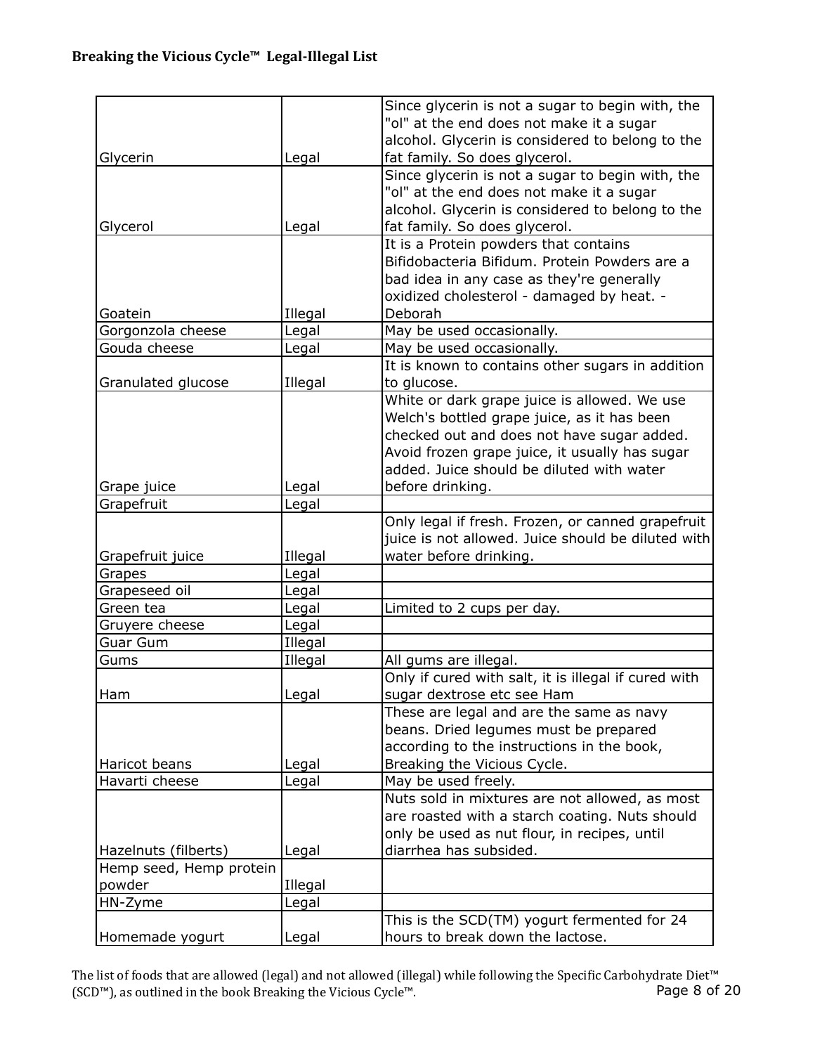| Glycerin | Legal | Since glycerin is not a sugar to begin with, the "ol" at the end does not make it a sugar alcohol. Glycerin is considered to belong to the fat family. So does glycerol. |
|---|---|---|
| Glycerol | Legal | Since glycerin is not a sugar to begin with, the "ol" at the end does not make it a sugar alcohol. Glycerin is considered to belong to the fat family. So does glycerol. |
| Goatein | Illegal | It is a Protein powders that contains Bifidobacteria Bifidum. Protein Powders are a bad idea in any case as they're generally oxidized cholesterol - damaged by heat. - Deborah |
| Gorgonzola cheese | Legal | May be used occasionally. |
| Gouda cheese | Legal | May be used occasionally. |
| Granulated glucose | Illegal | It is known to contains other sugars in addition to glucose. |
| Grape juice | Legal | White or dark grape juice is allowed. We use Welch's bottled grape juice, as it has been checked out and does not have sugar added. Avoid frozen grape juice, it usually has sugar added. Juice should be diluted with water before drinking. |
| Grapefruit | Legal | |
| Grapefruit juice | Illegal | Only legal if fresh. Frozen, or canned grapefruit juice is not allowed. Juice should be diluted with water before drinking. |
| Grapes | Legal | |
| Grapeseed oil | Legal | |
| Green tea | Legal | Limited to 2 cups per day. |
| Gruyere cheese | Legal | |
| Guar Gum | Illegal | |
| Gums | Illegal | All gums are illegal. |
| Ham | Legal | Only if cured with salt, it is illegal if cured with sugar dextrose etc see Ham |
| Haricot beans | Legal | These are legal and are the same as navy beans. Dried legumes must be prepared according to the instructions in the book, Breaking the Vicious Cycle. |
| Havarti cheese | Legal | May be used freely. |
| Hazelnuts (filberts) | Legal | Nuts sold in mixtures are not allowed, as most are roasted with a starch coating. Nuts should only be used as nut flour, in recipes, until diarrhea has subsided. |
| Hemp seed, Hemp protein powder | Illegal | |
| HN-Zyme | Legal | |
| Homemade yogurt | Legal | This is the SCD(TM) yogurt fermented for 24 hours to break down the lactose. |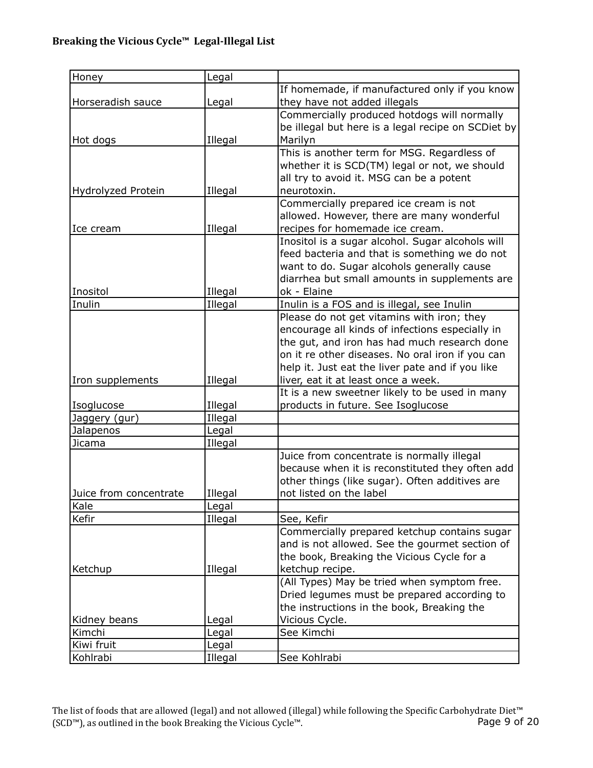**Breaking the Vicious Cycle™ Legal-Illegal List**

| | | |
|---|---|---|
| Honey | Legal | |
| Horseradish sauce | Legal | If homemade, if manufactured only if you know they have not added illegals |
| Hot dogs | Illegal | Commercially produced hotdogs will normally be illegal but here is a legal recipe on SCDiet by Marilyn |
| Hydrolyzed Protein | Illegal | This is another term for MSG. Regardless of whether it is SCD(TM) legal or not, we should all try to avoid it. MSG can be a potent neurotoxin. |
| Ice cream | Illegal | Commercially prepared ice cream is not allowed. However, there are many wonderful recipes for homemade ice cream. |
| Inositol | Illegal | Inositol is a sugar alcohol. Sugar alcohols will feed bacteria and that is something we do not want to do. Sugar alcohols generally cause diarrhea but small amounts in supplements are ok - Elaine |
| Inulin | Illegal | Inulin is a FOS and is illegal, see Inulin |
| Iron supplements | Illegal | Please do not get vitamins with iron; they encourage all kinds of infections especially in the gut, and iron has had much research done on it re other diseases. No oral iron if you can help it. Just eat the liver pate and if you like liver, eat it at least once a week. |
| Isoglucose | Illegal | It is a new sweetner likely to be used in many products in future. See Isoglucose |
| Jaggery (gur) | Illegal | |
| Jalapenos | Legal | |
| Jicama | Illegal | |
| Juice from concentrate | Illegal | Juice from concentrate is normally illegal because when it is reconstituted they often add other things (like sugar). Often additives are not listed on the label |
| Kale | Legal | |
| Kefir | Illegal | See, Kefir |
| Ketchup | Illegal | Commercially prepared ketchup contains sugar and is not allowed. See the gourmet section of the book, Breaking the Vicious Cycle for a ketchup recipe. |
| Kidney beans | Legal | (All Types) May be tried when symptom free. Dried legumes must be prepared according to the instructions in the book, Breaking the Vicious Cycle. |
| Kimchi | Legal | See Kimchi |
| Kiwi fruit | Legal | |
| Kohlrabi | Illegal | See Kohlrabi |

The list of foods that are allowed (legal) and not allowed (illegal) while following the Specific Carbohydrate Diet™ (SCD™), as outlined in the book Breaking the Vicious Cycle™.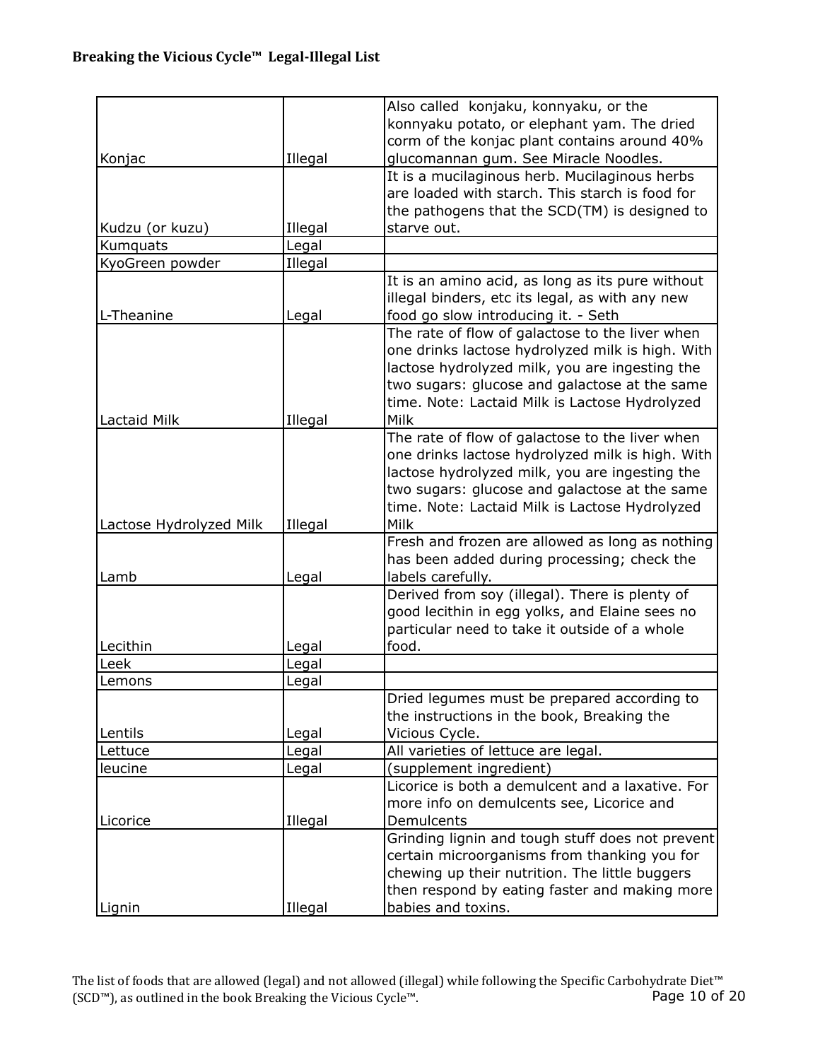| | | |
|---|---|---|
| Konjac | Illegal | Also called konjaku, konnyaku, or the konnyaku potato, or elephant yam. The dried corm of the konjac plant contains around 40% glucomannan gum. See Miracle Noodles. |
| Kudzu (or kuzu) | Illegal | It is a mucilaginous herb. Mucilaginous herbs are loaded with starch. This starch is food for the pathogens that the SCD(TM) is designed to starve out. |
| Kumquats | Legal | |
| KyoGreen powder | Illegal | |
| L-Theanine | Legal | It is an amino acid, as long as its pure without illegal binders, etc its legal, as with any new food go slow introducing it. - Seth |
| Lactaid Milk | Illegal | The rate of flow of galactose to the liver when one drinks lactose hydrolyzed milk is high. With lactose hydrolyzed milk, you are ingesting the two sugars: glucose and galactose at the same time. Note: Lactaid Milk is Lactose Hydrolyzed Milk |
| Lactose Hydrolyzed Milk | Illegal | The rate of flow of galactose to the liver when one drinks lactose hydrolyzed milk is high. With lactose hydrolyzed milk, you are ingesting the two sugars: glucose and galactose at the same time. Note: Lactaid Milk is Lactose Hydrolyzed Milk |
| Lamb | Legal | Fresh and frozen are allowed as long as nothing has been added during processing; check the labels carefully. |
| Lecithin | Legal | Derived from soy (illegal). There is plenty of good lecithin in egg yolks, and Elaine sees no particular need to take it outside of a whole food. |
| Leek | Legal | |
| Lemons | Legal | |
| Lentils | Legal | Dried legumes must be prepared according to the instructions in the book, Breaking the Vicious Cycle. |
| Lettuce | Legal | All varieties of lettuce are legal. |
| leucine | Legal | (supplement ingredient) |
| Licorice | Illegal | Licorice is both a demulcent and a laxative. For more info on demulcents see, Licorice and Demulcents |
| Lignin | Illegal | Grinding lignin and tough stuff does not prevent certain microorganisms from thanking you for chewing up their nutrition. The little buggers then respond by eating faster and making more babies and toxins. |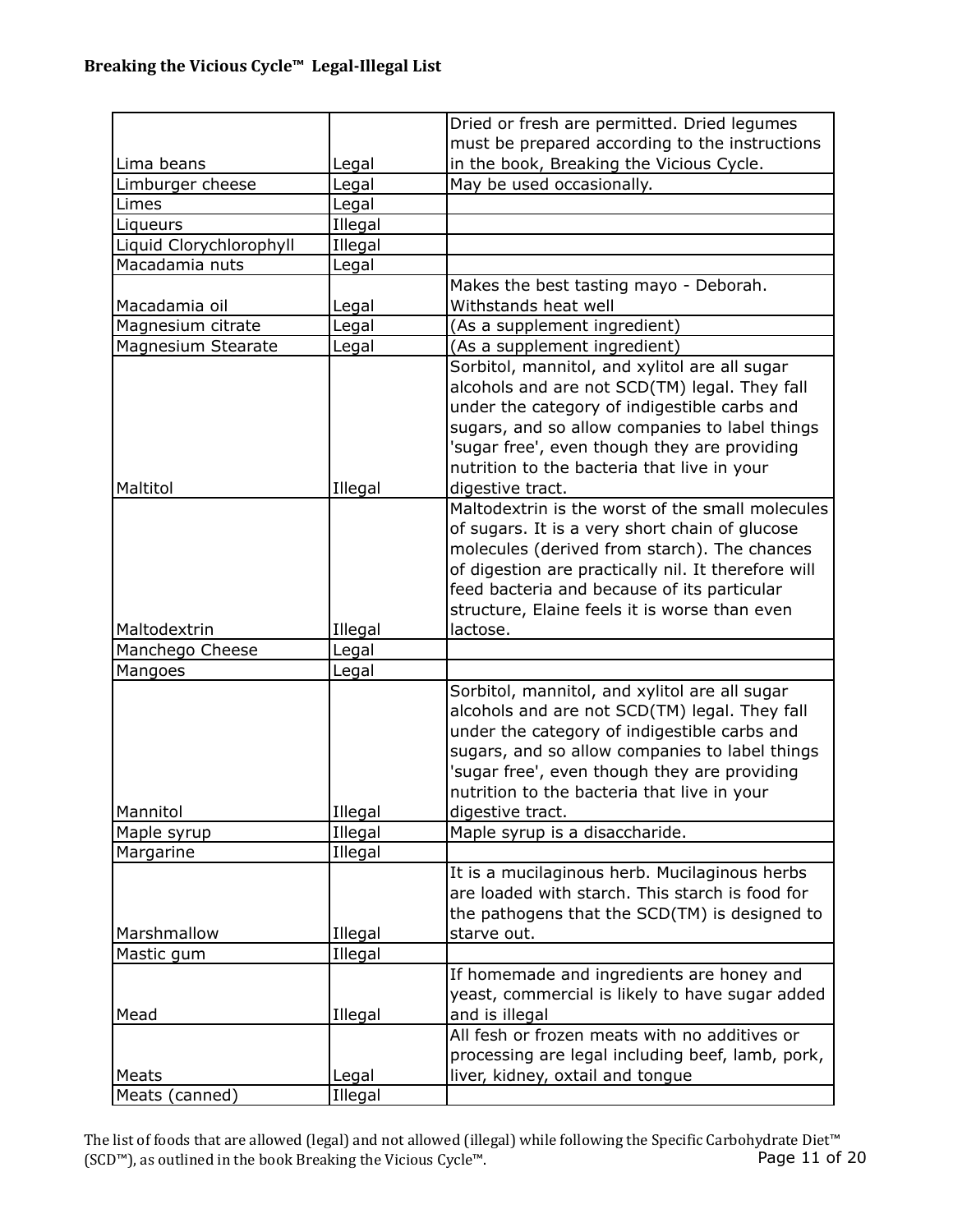**Breaking the Vicious Cycle™ Legal-Illegal List**

| | | |
|---|---|---|
| Lima beans | Legal | Dried or fresh are permitted. Dried legumes must be prepared according to the instructions in the book, Breaking the Vicious Cycle. |
| Limburger cheese | Legal | May be used occasionally. |
| Limes | Legal | |
| Liqueurs | Illegal | |
| Liquid Clorychlorophyll | Illegal | |
| Macadamia nuts | Legal | |
| Macadamia oil | Legal | Makes the best tasting mayo - Deborah. Withstands heat well |
| Magnesium citrate | Legal | (As a supplement ingredient) |
| Magnesium Stearate | Legal | (As a supplement ingredient) |
| Maltitol | Illegal | Sorbitol, mannitol, and xylitol are all sugar alcohols and are not SCD(TM) legal. They fall under the category of indigestible carbs and sugars, and so allow companies to label things 'sugar free', even though they are providing nutrition to the bacteria that live in your digestive tract. |
| Maltodextrin | Illegal | Maltodextrin is the worst of the small molecules of sugars. It is a very short chain of glucose molecules (derived from starch). The chances of digestion are practically nil. It therefore will feed bacteria and because of its particular structure, Elaine feels it is worse than even lactose. |
| Manchego Cheese | Legal | |
| Mangoes | Legal | |
| Mannitol | Illegal | Sorbitol, mannitol, and xylitol are all sugar alcohols and are not SCD(TM) legal. They fall under the category of indigestible carbs and sugars, and so allow companies to label things 'sugar free', even though they are providing nutrition to the bacteria that live in your digestive tract. |
| Maple syrup | Illegal | Maple syrup is a disaccharide. |
| Margarine | Illegal | |
| Marshmallow | Illegal | It is a mucilaginous herb. Mucilaginous herbs are loaded with starch. This starch is food for the pathogens that the SCD(TM) is designed to starve out. |
| Mastic gum | Illegal | |
| Mead | Illegal | If homemade and ingredients are honey and yeast, commercial is likely to have sugar added and is illegal |
| Meats | Legal | All fesh or frozen meats with no additives or processing are legal including beef, lamb, pork, liver, kidney, oxtail and tongue |
| Meats (canned) | Illegal | |

The list of foods that are allowed (legal) and not allowed (illegal) while following the Specific Carbohydrate Diet™ (SCD™), as outlined in the book Breaking the Vicious Cycle™.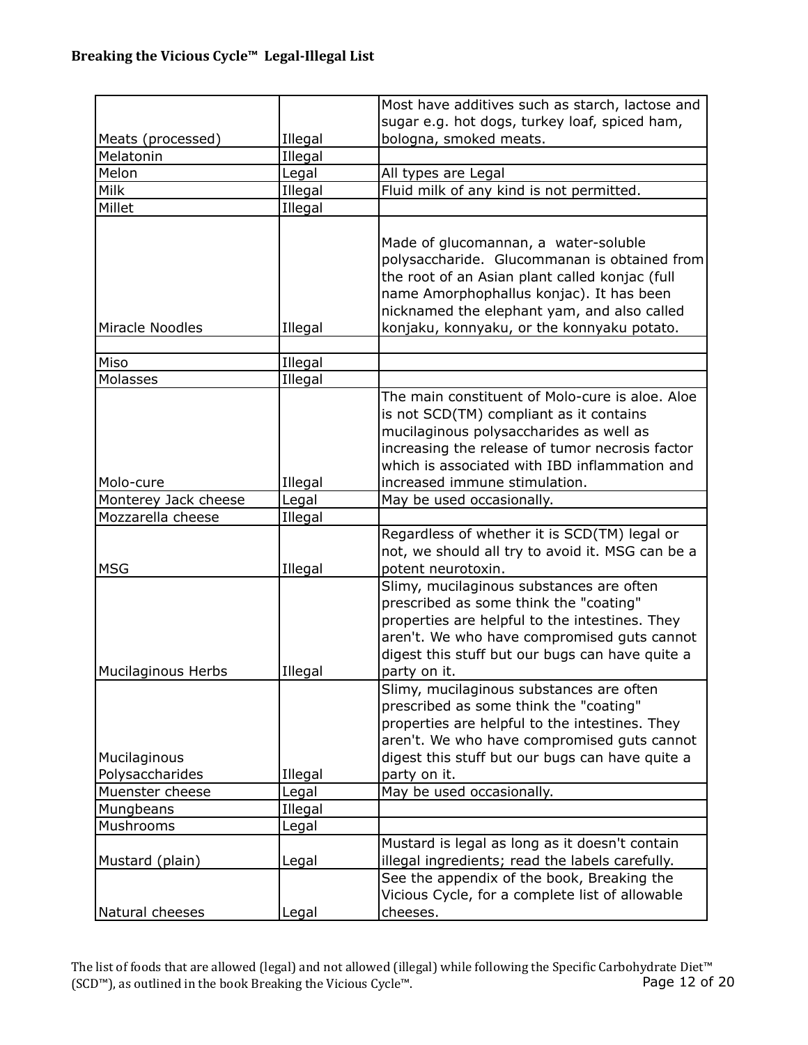**Breaking the Vicious Cycle™ Legal-Illegal List**

| | | |
|---|---|---|
| Meats (processed) | Illegal | Most have additives such as starch, lactose and sugar e.g. hot dogs, turkey loaf, spiced ham, bologna, smoked meats. |
| Melatonin | Illegal | |
| Melon | Legal | All types are Legal |
| Milk | Illegal | Fluid milk of any kind is not permitted. |
| Millet | Illegal | |
| Miracle Noodles | Illegal | Made of glucomannan, a water-soluble polysaccharide. Glucommanan is obtained from the root of an Asian plant called konjac (full name Amorphophallus konjac). It has been nicknamed the elephant yam, and also called konjaku, konnyaku, or the konnyaku potato. |
| | | |
| Miso | Illegal | |
| Molasses | Illegal | |
| Molo-cure | Illegal | The main constituent of Molo-cure is aloe. Aloe is not SCD(TM) compliant as it contains mucilaginous polysaccharides as well as increasing the release of tumor necrosis factor which is associated with IBD inflammation and increased immune stimulation. |
| Monterey Jack cheese | Legal | May be used occasionally. |
| Mozzarella cheese | Illegal | |
| MSG | Illegal | Regardless of whether it is SCD(TM) legal or not, we should all try to avoid it. MSG can be a potent neurotoxin. |
| Mucilaginous Herbs | Illegal | Slimy, mucilaginous substances are often prescribed as some think the "coating" properties are helpful to the intestines. They aren't. We who have compromised guts cannot digest this stuff but our bugs can have quite a party on it. |
| Mucilaginous Polysaccharides | Illegal | Slimy, mucilaginous substances are often prescribed as some think the "coating" properties are helpful to the intestines. They aren't. We who have compromised guts cannot digest this stuff but our bugs can have quite a party on it. |
| Muenster cheese | Legal | May be used occasionally. |
| Mungbeans | Illegal | |
| Mushrooms | Legal | |
| Mustard (plain) | Legal | Mustard is legal as long as it doesn't contain illegal ingredients; read the labels carefully. |
| Natural cheeses | Legal | See the appendix of the book, Breaking the Vicious Cycle, for a complete list of allowable cheeses. |

The list of foods that are allowed (legal) and not allowed (illegal) while following the Specific Carbohydrate Diet™ (SCD™), as outlined in the book Breaking the Vicious Cycle™.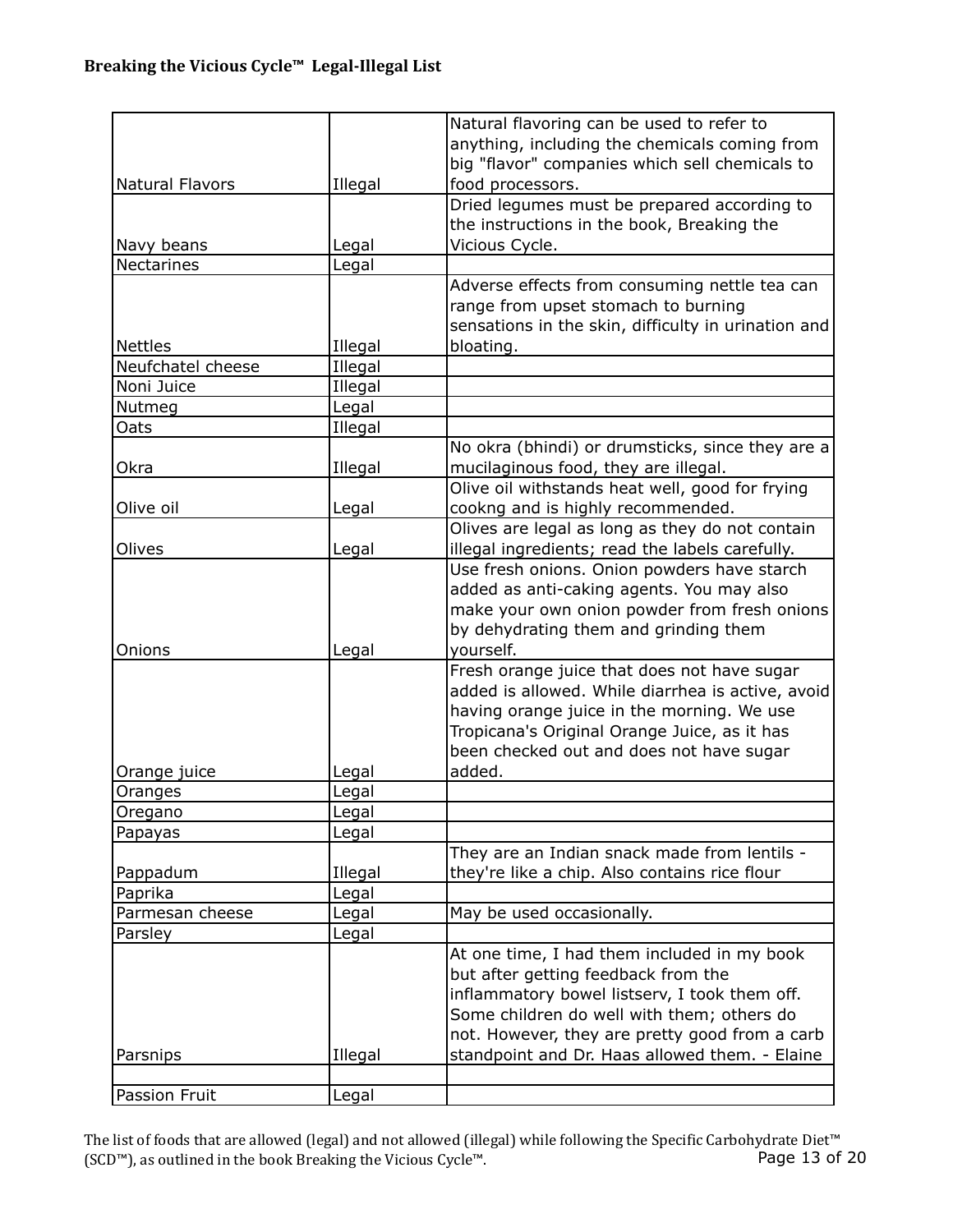| | | |
|---|---|---|
| Natural Flavors | Illegal | Natural flavoring can be used to refer to anything, including the chemicals coming from big "flavor" companies which sell chemicals to food processors. |
| Navy beans | Legal | Dried legumes must be prepared according to the instructions in the book, Breaking the Vicious Cycle. |
| Nectarines | Legal | |
| Nettles | Illegal | Adverse effects from consuming nettle tea can range from upset stomach to burning sensations in the skin, difficulty in urination and bloating. |
| Neufchatel cheese | Illegal | |
| Noni Juice | Illegal | |
| Nutmeg | Legal | |
| Oats | Illegal | |
| Okra | Illegal | No okra (bhindi) or drumsticks, since they are a mucilaginous food, they are illegal. |
| Olive oil | Legal | Olive oil withstands heat well, good for frying cookng and is highly recommended. |
| Olives | Legal | Olives are legal as long as they do not contain illegal ingredients; read the labels carefully. |
| Onions | Legal | Use fresh onions. Onion powders have starch added as anti-caking agents. You may also make your own onion powder from fresh onions by dehydrating them and grinding them yourself. |
| Orange juice | Legal | Fresh orange juice that does not have sugar added is allowed. While diarrhea is active, avoid having orange juice in the morning. We use Tropicana's Original Orange Juice, as it has been checked out and does not have sugar added. |
| Oranges | Legal | |
| Oregano | Legal | |
| Papayas | Legal | |
| Pappadum | Illegal | They are an Indian snack made from lentils - they're like a chip. Also contains rice flour |
| Paprika | Legal | |
| Parmesan cheese | Legal | May be used occasionally. |
| Parsley | Legal | |
| Parsnips | Illegal | At one time, I had them included in my book but after getting feedback from the inflammatory bowel listserv, I took them off. Some children do well with them; others do not. However, they are pretty good from a carb standpoint and Dr. Haas allowed them. - Elaine |
| | | |
| Passion Fruit | Legal | |

The list of foods that are allowed (legal) and not allowed (illegal) while following the Specific Carbohydrate Diet™ (SCD™), as outlined in the book Breaking the Vicious Cycle™.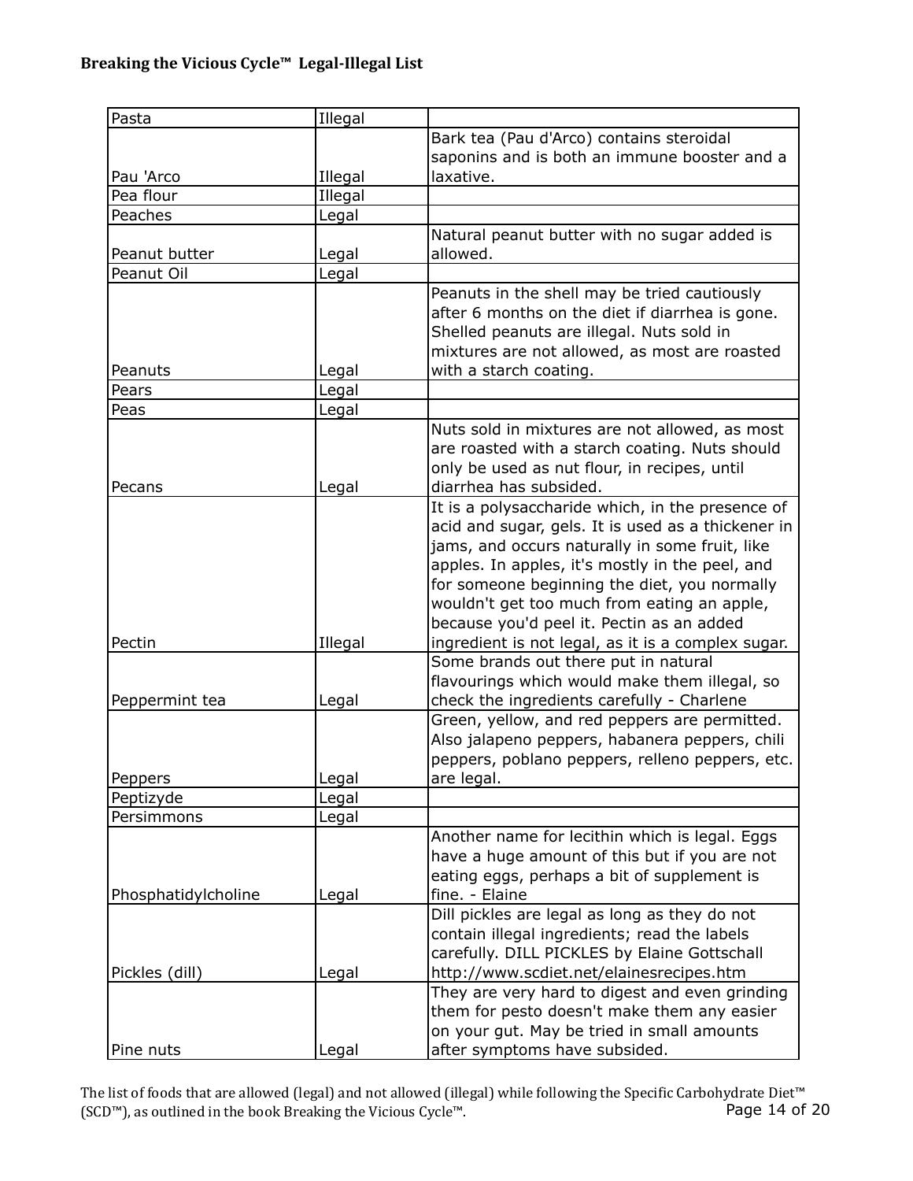| Pasta | Illegal | |
|---|---|---|
| Pau 'Arco | Illegal | Bark tea (Pau d'Arco) contains steroidal saponins and is both an immune booster and a laxative. |
| Pea flour | Illegal | |
| Peaches | Legal | |
| Peanut butter | Legal | Natural peanut butter with no sugar added is allowed. |
| Peanut Oil | Legal | |
| Peanuts | Legal | Peanuts in the shell may be tried cautiously after 6 months on the diet if diarrhea is gone. Shelled peanuts are illegal. Nuts sold in mixtures are not allowed, as most are roasted with a starch coating. |
| Pears | Legal | |
| Peas | Legal | |
| Pecans | Legal | Nuts sold in mixtures are not allowed, as most are roasted with a starch coating. Nuts should only be used as nut flour, in recipes, until diarrhea has subsided. |
| Pectin | Illegal | It is a polysaccharide which, in the presence of acid and sugar, gels. It is used as a thickener in jams, and occurs naturally in some fruit, like apples. In apples, it's mostly in the peel, and for someone beginning the diet, you normally wouldn't get too much from eating an apple, because you'd peel it. Pectin as an added ingredient is not legal, as it is a complex sugar. |
| Peppermint tea | Legal | Some brands out there put in natural flavourings which would make them illegal, so check the ingredients carefully - Charlene |
| Peppers | Legal | Green, yellow, and red peppers are permitted. Also jalapeno peppers, habanera peppers, chili peppers, poblano peppers, relleno peppers, etc. are legal. |
| Peptizyde | Legal | |
| Persimmons | Legal | |
| Phosphatidylcholine | Legal | Another name for lecithin which is legal. Eggs have a huge amount of this but if you are not eating eggs, perhaps a bit of supplement is fine. - Elaine |
| Pickles (dill) | Legal | Dill pickles are legal as long as they do not contain illegal ingredients; read the labels carefully. DILL PICKLES by Elaine Gottschall http://www.scdiet.net/elainesrecipes.htm |
| Pine nuts | Legal | They are very hard to digest and even grinding them for pesto doesn't make them any easier on your gut. May be tried in small amounts after symptoms have subsided. |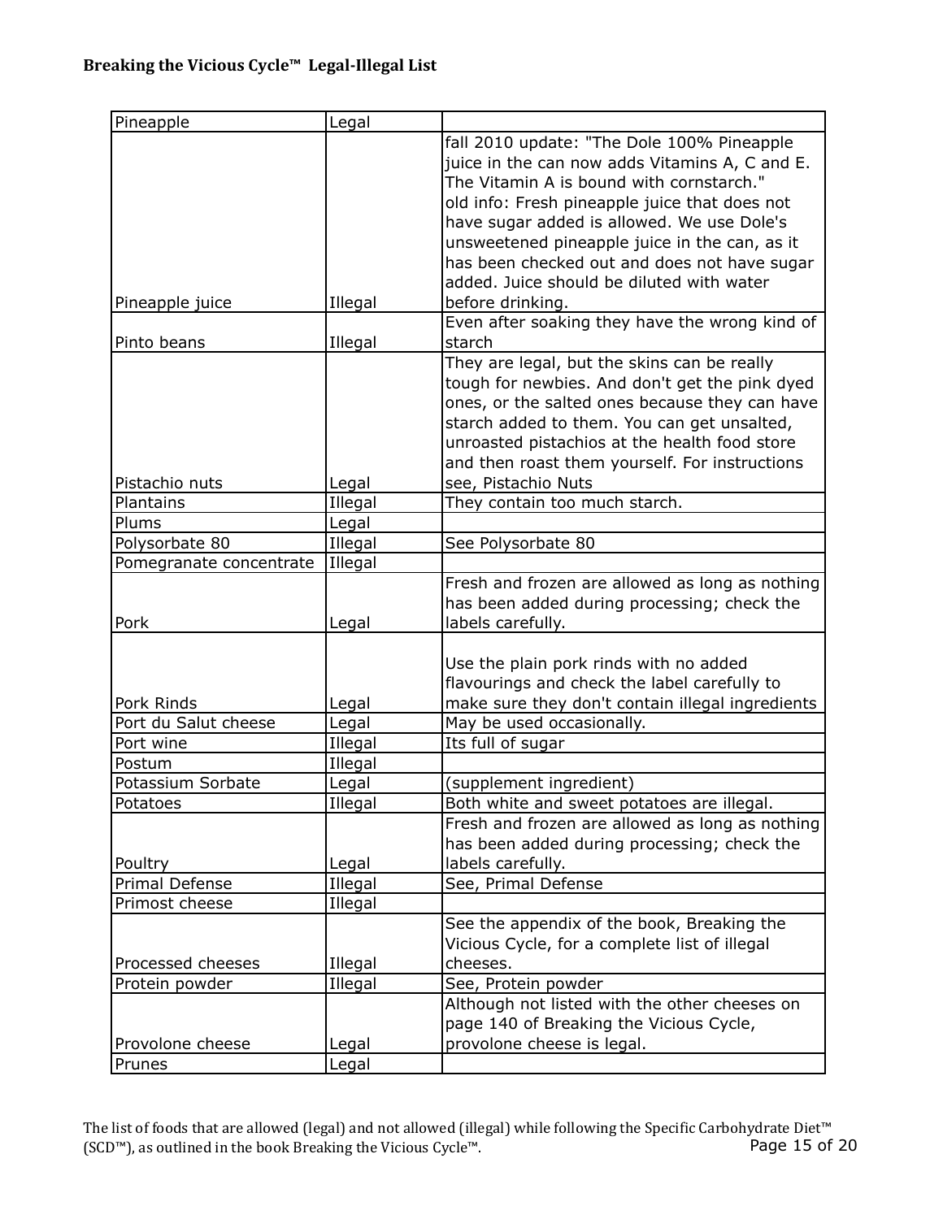| | | |
|---|---|---|
| Pineapple | Legal | |
| Pineapple juice | Illegal | fall 2010 update: "The Dole 100% Pineapple juice in the can now adds Vitamins A, C and E. The Vitamin A is bound with cornstarch." old info: Fresh pineapple juice that does not have sugar added is allowed. We use Dole's unsweetened pineapple juice in the can, as it has been checked out and does not have sugar added. Juice should be diluted with water before drinking. |
| Pinto beans | Illegal | Even after soaking they have the wrong kind of starch |
| Pistachio nuts | Legal | They are legal, but the skins can be really tough for newbies. And don't get the pink dyed ones, or the salted ones because they can have starch added to them. You can get unsalted, unroasted pistachios at the health food store and then roast them yourself. For instructions see, Pistachio Nuts |
| Plantains | Illegal | They contain too much starch. |
| Plums | Legal | |
| Polysorbate 80 | Illegal | See Polysorbate 80 |
| Pomegranate concentrate | Illegal | |
| Pork | Legal | Fresh and frozen are allowed as long as nothing has been added during processing; check the labels carefully. |
| Pork Rinds | Legal | Use the plain pork rinds with no added flavourings and check the label carefully to make sure they don't contain illegal ingredients |
| Port du Salut cheese | Legal | May be used occasionally. |
| Port wine | Illegal | Its full of sugar |
| Postum | Illegal | |
| Potassium Sorbate | Legal | (supplement ingredient) |
| Potatoes | Illegal | Both white and sweet potatoes are illegal. |
| Poultry | Legal | Fresh and frozen are allowed as long as nothing has been added during processing; check the labels carefully. |
| Primal Defense | Illegal | See, Primal Defense |
| Primost cheese | Illegal | |
| Processed cheeses | Illegal | See the appendix of the book, Breaking the Vicious Cycle, for a complete list of illegal cheeses. |
| Protein powder | Illegal | See, Protein powder |
| Provolone cheese | Legal | Although not listed with the other cheeses on page 140 of Breaking the Vicious Cycle, provolone cheese is legal. |
| Prunes | Legal | |

The list of foods that are allowed (legal) and not allowed (illegal) while following the Specific Carbohydrate Diet™ (SCD™), as outlined in the book Breaking the Vicious Cycle™.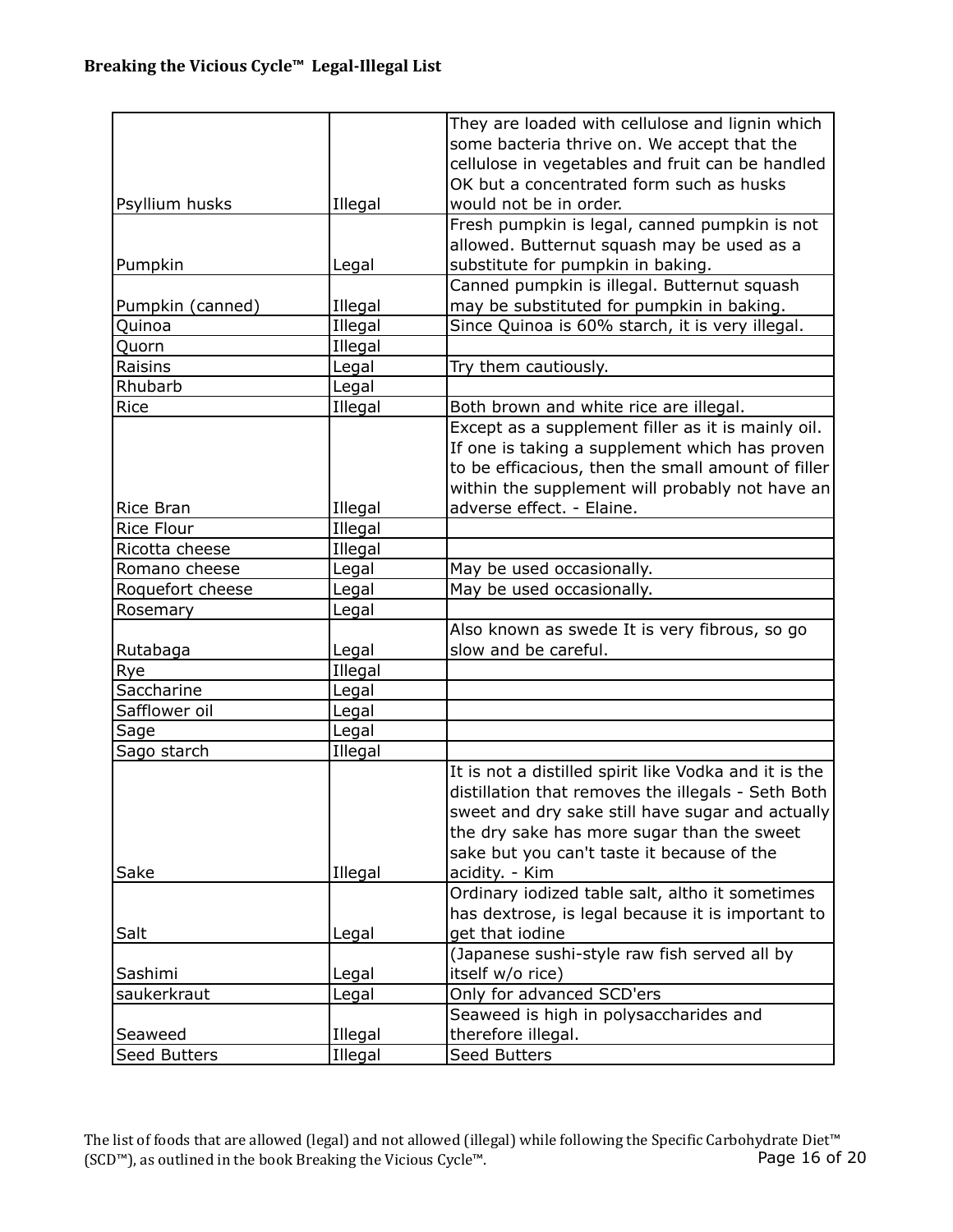## Breaking the Vicious Cycle™ Legal-Illegal List

| | | |
|---|---|---|
| Psyllium husks | Illegal | They are loaded with cellulose and lignin which some bacteria thrive on. We accept that the cellulose in vegetables and fruit can be handled OK but a concentrated form such as husks would not be in order. |
| Pumpkin | Legal | Fresh pumpkin is legal, canned pumpkin is not allowed. Butternut squash may be used as a substitute for pumpkin in baking. |
| Pumpkin (canned) | Illegal | Canned pumpkin is illegal. Butternut squash may be substituted for pumpkin in baking. |
| Quinoa | Illegal | Since Quinoa is 60% starch, it is very illegal. |
| Quorn | Illegal | |
| Raisins | Legal | Try them cautiously. |
| Rhubarb | Legal | |
| Rice | Illegal | Both brown and white rice are illegal. |
| Rice Bran | Illegal | Except as a supplement filler as it is mainly oil. If one is taking a supplement which has proven to be efficacious, then the small amount of filler within the supplement will probably not have an adverse effect. - Elaine. |
| Rice Flour | Illegal | |
| Ricotta cheese | Illegal | |
| Romano cheese | Legal | May be used occasionally. |
| Roquefort cheese | Legal | May be used occasionally. |
| Rosemary | Legal | |
| Rutabaga | Legal | Also known as swede It is very fibrous, so go slow and be careful. |
| Rye | Illegal | |
| Saccharine | Legal | |
| Safflower oil | Legal | |
| Sage | Legal | |
| Sago starch | Illegal | |
| Sake | Illegal | It is not a distilled spirit like Vodka and it is the distillation that removes the illegals - Seth Both sweet and dry sake still have sugar and actually the dry sake has more sugar than the sweet sake but you can't taste it because of the acidity. - Kim |
| Salt | Legal | Ordinary iodized table salt, altho it sometimes has dextrose, is legal because it is important to get that iodine |
| Sashimi | Legal | (Japanese sushi-style raw fish served all by itself w/o rice) |
| saukerkraut | Legal | Only for advanced SCD'ers |
| Seaweed | Illegal | Seaweed is high in polysaccharides and therefore illegal. |
| Seed Butters | Illegal | Seed Butters |

The list of foods that are allowed (legal) and not allowed (illegal) while following the Specific Carbohydrate Diet™ (SCD™), as outlined in the book Breaking the Vicious Cycle™.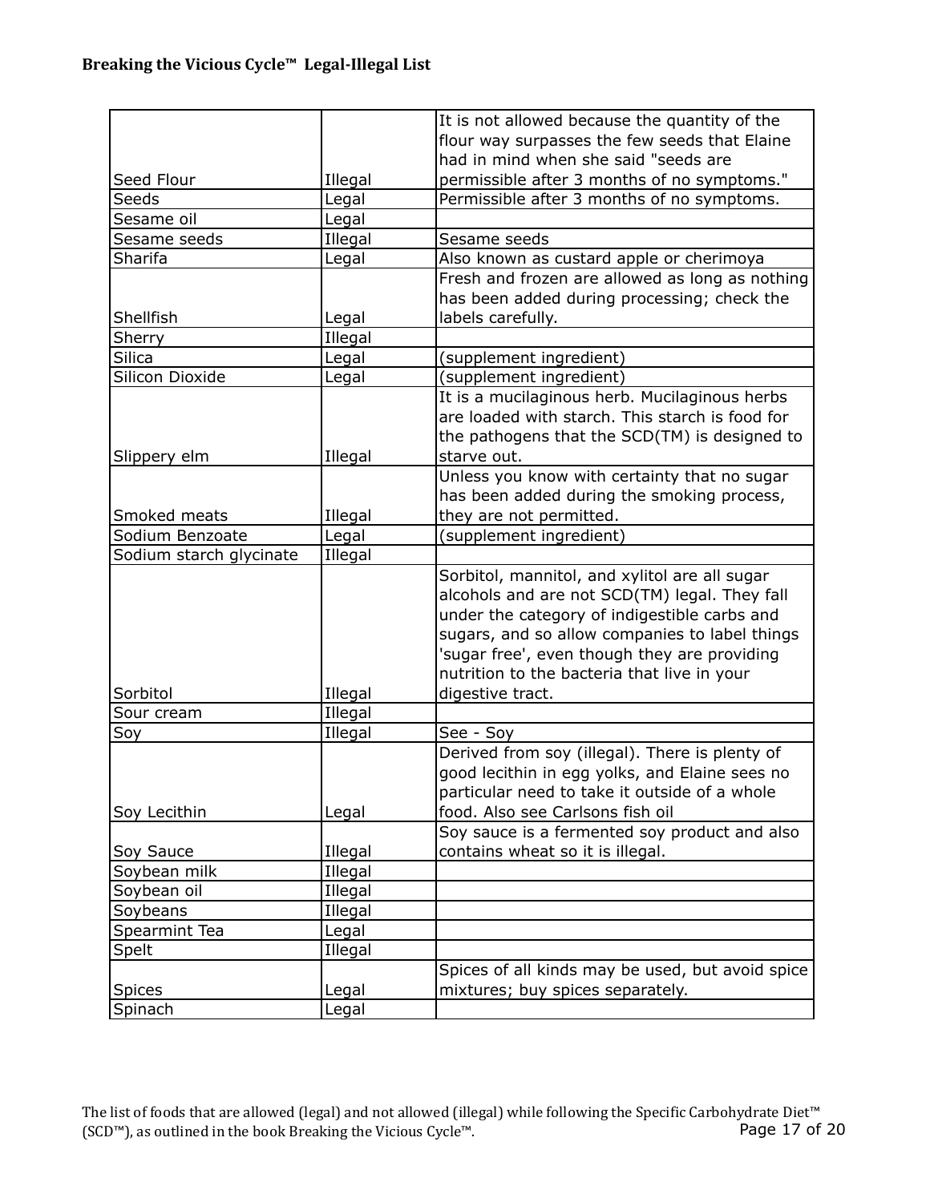**Breaking the Vicious Cycle™ Legal-Illegal List**

| | | |
|---|---|---|
| Seed Flour | Illegal | It is not allowed because the quantity of the flour way surpasses the few seeds that Elaine had in mind when she said "seeds are permissible after 3 months of no symptoms." |
| Seeds | Legal | Permissible after 3 months of no symptoms. |
| Sesame oil | Legal | |
| Sesame seeds | Illegal | Sesame seeds |
| Sharifa | Legal | Also known as custard apple or cherimoya |
| Shellfish | Legal | Fresh and frozen are allowed as long as nothing has been added during processing; check the labels carefully. |
| Sherry | Illegal | |
| Silica | Legal | (supplement ingredient) |
| Silicon Dioxide | Legal | (supplement ingredient) |
| Slippery elm | Illegal | It is a mucilaginous herb. Mucilaginous herbs are loaded with starch. This starch is food for the pathogens that the SCD(TM) is designed to starve out. |
| Smoked meats | Illegal | Unless you know with certainty that no sugar has been added during the smoking process, they are not permitted. |
| Sodium Benzoate | Legal | (supplement ingredient) |
| Sodium starch glycinate | Illegal | |
| Sorbitol | Illegal | Sorbitol, mannitol, and xylitol are all sugar alcohols and are not SCD(TM) legal. They fall under the category of indigestible carbs and sugars, and so allow companies to label things 'sugar free', even though they are providing nutrition to the bacteria that live in your digestive tract. |
| Sour cream | Illegal | |
| Soy | Illegal | See - Soy |
| Soy Lecithin | Legal | Derived from soy (illegal). There is plenty of good lecithin in egg yolks, and Elaine sees no particular need to take it outside of a whole food. Also see Carlsons fish oil |
| Soy Sauce | Illegal | Soy sauce is a fermented soy product and also contains wheat so it is illegal. |
| Soybean milk | Illegal | |
| Soybean oil | Illegal | |
| Soybeans | Illegal | |
| Spearmint Tea | Legal | |
| Spelt | Illegal | |
| Spices | Legal | Spices of all kinds may be used, but avoid spice mixtures; buy spices separately. |
| Spinach | Legal | |

The list of foods that are allowed (legal) and not allowed (illegal) while following the Specific Carbohydrate Diet™ (SCD™), as outlined in the book Breaking the Vicious Cycle™.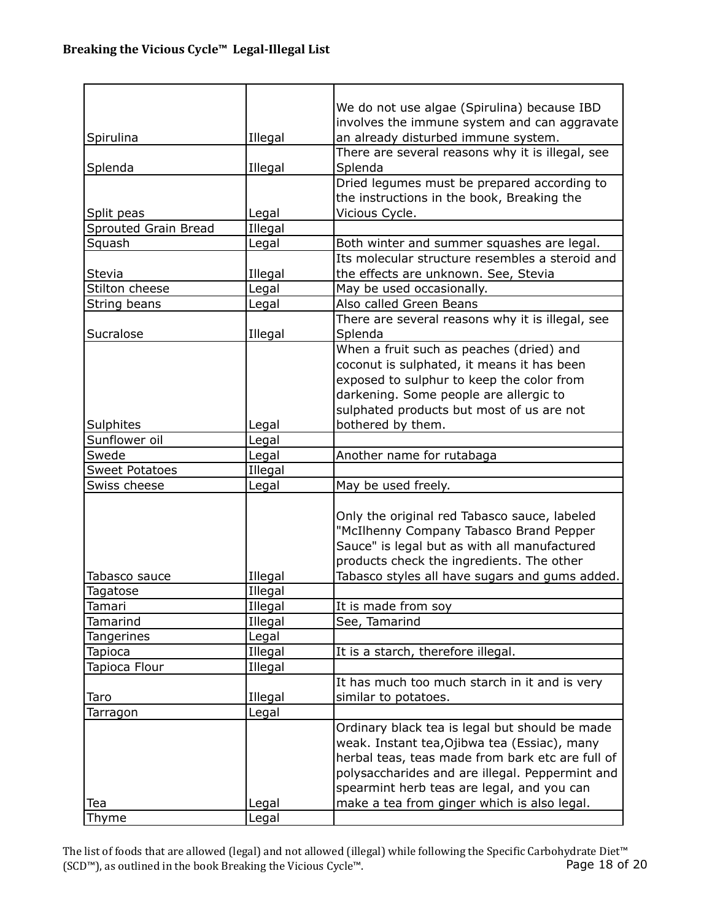**Breaking the Vicious Cycle™ Legal-Illegal List**

| | | |
|---|---|---|
| Spirulina | Illegal | We do not use algae (Spirulina) because IBD involves the immune system and can aggravate an already disturbed immune system. |
| Splenda | Illegal | There are several reasons why it is illegal, see Splenda |
| Split peas | Legal | Dried legumes must be prepared according to the instructions in the book, Breaking the Vicious Cycle. |
| Sprouted Grain Bread | Illegal | |
| Squash | Legal | Both winter and summer squashes are legal. |
| Stevia | Illegal | Its molecular structure resembles a steroid and the effects are unknown. See, Stevia |
| Stilton cheese | Legal | May be used occasionally. |
| String beans | Legal | Also called Green Beans |
| Sucralose | Illegal | There are several reasons why it is illegal, see Splenda |
| Sulphites | Legal | When a fruit such as peaches (dried) and coconut is sulphated, it means it has been exposed to sulphur to keep the color from darkening. Some people are allergic to sulphated products but most of us are not bothered by them. |
| Sunflower oil | Legal | |
| Swede | Legal | Another name for rutabaga |
| Sweet Potatoes | Illegal | |
| Swiss cheese | Legal | May be used freely. |
| Tabasco sauce | Illegal | Only the original red Tabasco sauce, labeled "McIlhenny Company Tabasco Brand Pepper Sauce" is legal but as with all manufactured products check the ingredients. The other Tabasco styles all have sugars and gums added. |
| Tagatose | Illegal | |
| Tamari | Illegal | It is made from soy |
| Tamarind | Illegal | See, Tamarind |
| Tangerines | Legal | |
| Tapioca | Illegal | It is a starch, therefore illegal. |
| Tapioca Flour | Illegal | |
| Taro | Illegal | It has much too much starch in it and is very similar to potatoes. |
| Tarragon | Legal | |
| Tea | Legal | Ordinary black tea is legal but should be made weak. Instant tea,Ojibwa tea (Essiac), many herbal teas, teas made from bark etc are full of polysaccharides and are illegal. Peppermint and spearmint herb teas are legal, and you can make a tea from ginger which is also legal. |
| Thyme | Legal | |

The list of foods that are allowed (legal) and not allowed (illegal) while following the Specific Carbohydrate Diet™ (SCD™), as outlined in the book Breaking the Vicious Cycle™.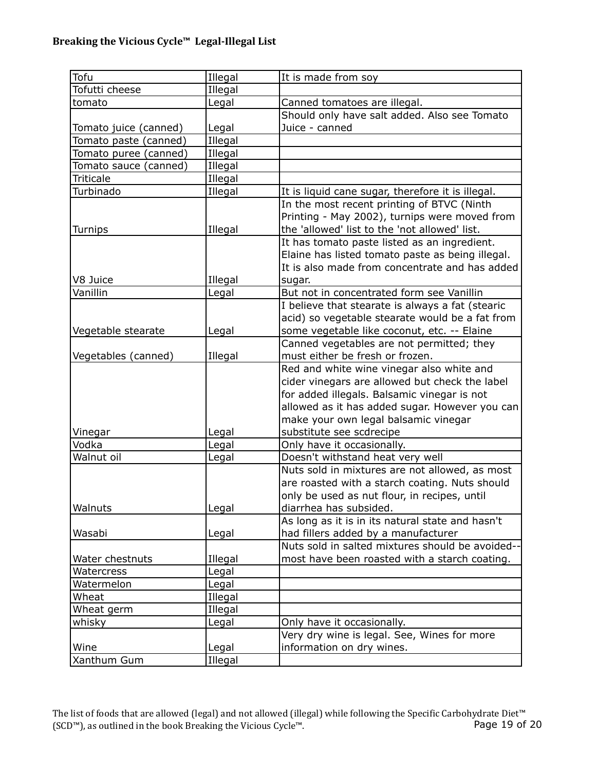| Tofu | Illegal | It is made from soy |
|---|---|---|
| Tofutti cheese | Illegal | |
| tomato | Legal | Canned tomatoes are illegal. |
| Tomato juice (canned) | Legal | Should only have salt added. Also see Tomato Juice - canned |
| Tomato paste (canned) | Illegal | |
| Tomato puree (canned) | Illegal | |
| Tomato sauce (canned) | Illegal | |
| Triticale | Illegal | |
| Turbinado | Illegal | It is liquid cane sugar, therefore it is illegal. |
| Turnips | Illegal | In the most recent printing of BTVC (Ninth Printing - May 2002), turnips were moved from the 'allowed' list to the 'not allowed' list. |
| V8 Juice | Illegal | It has tomato paste listed as an ingredient. Elaine has listed tomato paste as being illegal. It is also made from concentrate and has added sugar. |
| Vanillin | Legal | But not in concentrated form see Vanillin |
| Vegetable stearate | Legal | I believe that stearate is always a fat (stearic acid) so vegetable stearate would be a fat from some vegetable like coconut, etc. -- Elaine |
| Vegetables (canned) | Illegal | Canned vegetables are not permitted; they must either be fresh or frozen. |
| Vinegar | Legal | Red and white wine vinegar also white and cider vinegars are allowed but check the label for added illegals. Balsamic vinegar is not allowed as it has added sugar. However you can make your own legal balsamic vinegar substitute see scdrecipe |
| Vodka | Legal | Only have it occasionally. |
| Walnut oil | Legal | Doesn't withstand heat very well |
| Walnuts | Legal | Nuts sold in mixtures are not allowed, as most are roasted with a starch coating. Nuts should only be used as nut flour, in recipes, until diarrhea has subsided. |
| Wasabi | Legal | As long as it is in its natural state and hasn't had fillers added by a manufacturer |
| Water chestnuts | Illegal | Nuts sold in salted mixtures should be avoided--most have been roasted with a starch coating. |
| Watercress | Legal | |
| Watermelon | Legal | |
| Wheat | Illegal | |
| Wheat germ | Illegal | |
| whisky | Legal | Only have it occasionally. |
| Wine | Legal | Very dry wine is legal. See, Wines for more information on dry wines. |
| Xanthum Gum | Illegal | |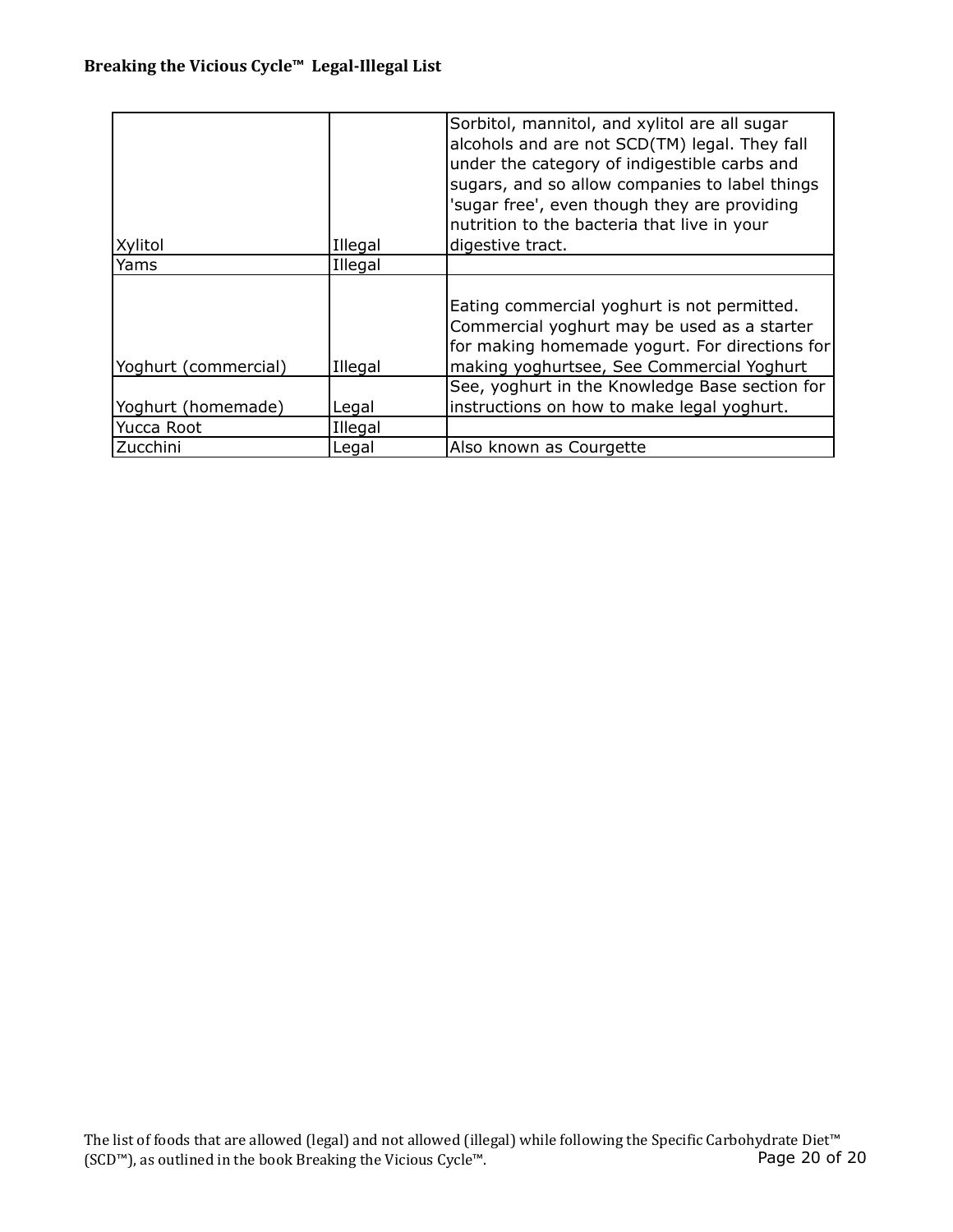| | | |
|---|---|---|
| Xylitol | Illegal | Sorbitol, mannitol, and xylitol are all sugar alcohols and are not SCD(TM) legal. They fall under the category of indigestible carbs and sugars, and so allow companies to label things 'sugar free', even though they are providing nutrition to the bacteria that live in your digestive tract. |
| Yams | Illegal | |
| Yoghurt (commercial) | Illegal | Eating commercial yoghurt is not permitted. Commercial yoghurt may be used as a starter for making homemade yogurt. For directions for making yoghurtsee, See Commercial Yoghurt |
| Yoghurt (homemade) | Legal | See, yoghurt in the Knowledge Base section for instructions on how to make legal yoghurt. |
| Yucca Root | Illegal | |
| Zucchini | Legal | Also known as Courgette |